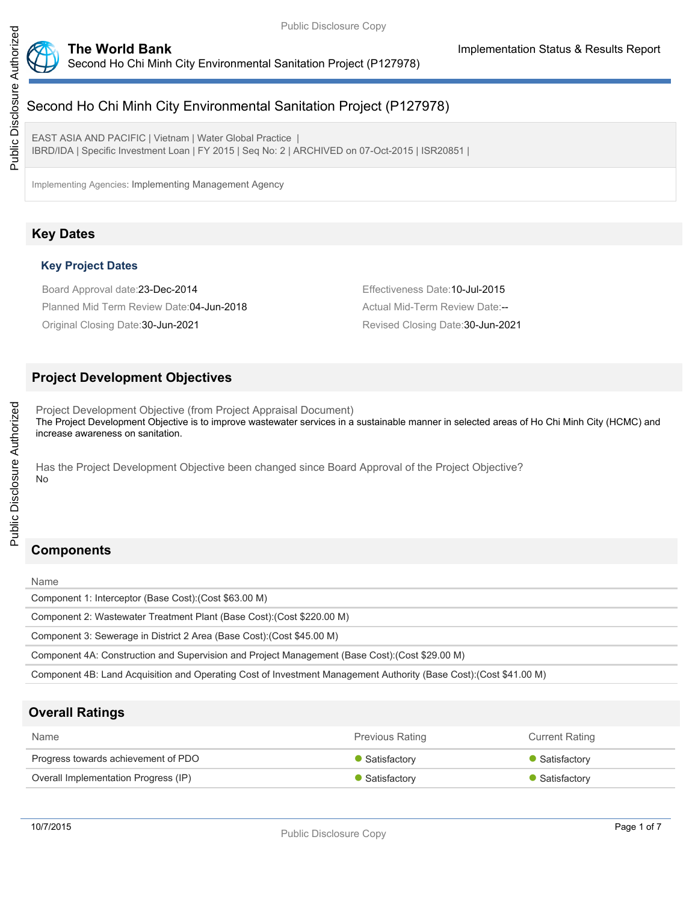# Second Ho Chi Minh City Environmental Sanitation Project (P127978)

EAST ASIA AND PACIFIC | Vietnam | Water Global Practice |
IBRD/IDA | Specific Investment Loan | FY 2015 | Seq No: 2 | ARCHIVED on 07-Oct-2015 | ISR20851 |

Implementing Agencies: Implementing Management Agency

## Key Dates

### Key Project Dates

Board Approval date: 23-Dec-2014

Effectiveness Date: 10-Jul-2015

Planned Mid Term Review Date: 04-Jun-2018

Actual Mid-Term Review Date: --

Original Closing Date: 30-Jun-2021

Revised Closing Date: 30-Jun-2021

## Project Development Objectives

Project Development Objective (from Project Appraisal Document)

The Project Development Objective is to improve wastewater services in a sustainable manner in selected areas of Ho Chi Minh City (HCMC) and increase awareness on sanitation.

Has the Project Development Objective been changed since Board Approval of the Project Objective?

No

## Components

| Name |
| --- |
| Component 1: Interceptor (Base Cost):(Cost $63.00 M) |
| Component 2: Wastewater Treatment Plant (Base Cost):(Cost $220.00 M) |
| Component 3: Sewerage in District 2 Area (Base Cost):(Cost $45.00 M) |
| Component 4A: Construction and Supervision and Project Management (Base Cost):(Cost $29.00 M) |
| Component 4B: Land Acquisition and Operating Cost of Investment Management Authority (Base Cost):(Cost $41.00 M) |

## Overall Ratings

| Name | Previous Rating | Current Rating |
| --- | --- | --- |
| Progress towards achievement of PDO | Satisfactory | Satisfactory |
| Overall Implementation Progress (IP) | Satisfactory | Satisfactory |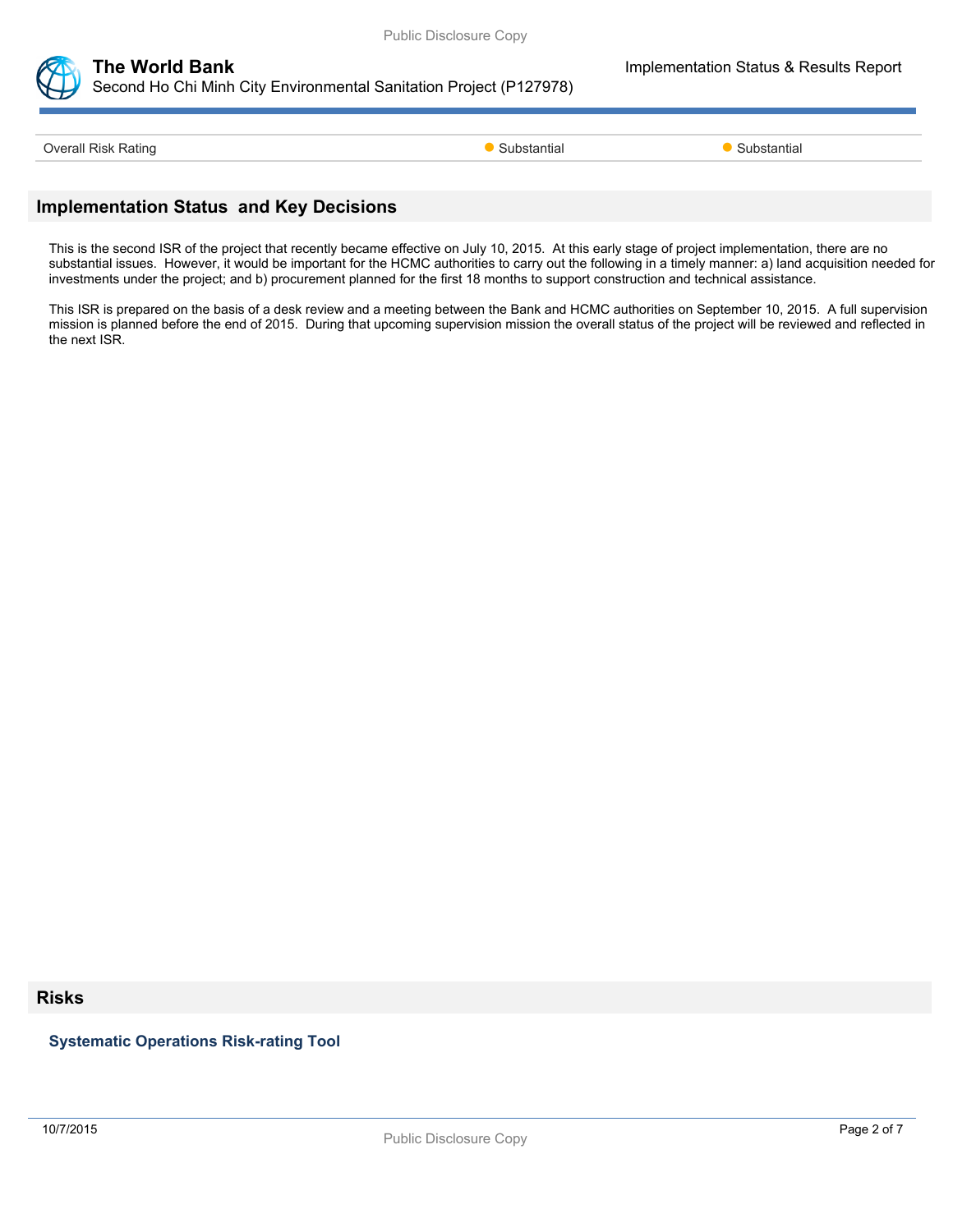| Overall Risk Rating | Substantial | Substantial |
|---|---|---|

## Implementation Status and Key Decisions

This is the second ISR of the project that recently became effective on July 10, 2015. At this early stage of project implementation, there are no substantial issues. However, it would be important for the HCMC authorities to carry out the following in a timely manner: a) land acquisition needed for investments under the project; and b) procurement planned for the first 18 months to support construction and technical assistance.

This ISR is prepared on the basis of a desk review and a meeting between the Bank and HCMC authorities on September 10, 2015. A full supervision mission is planned before the end of 2015. During that upcoming supervision mission the overall status of the project will be reviewed and reflected in the next ISR.

## Risks

### Systematic Operations Risk-rating Tool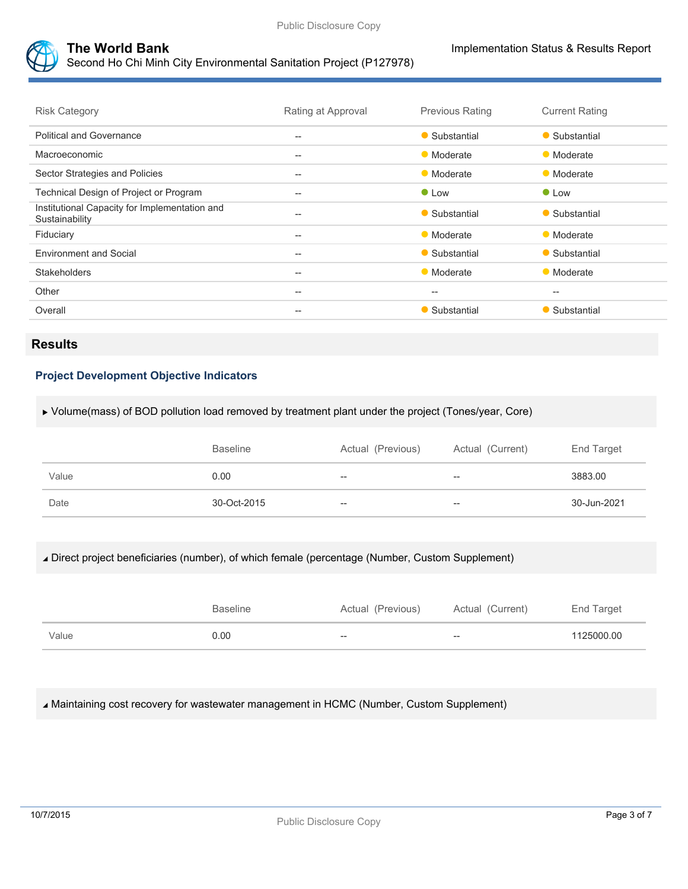| Risk Category | Rating at Approval | Previous Rating | Current Rating |
|---|---|---|---|
| Political and Governance | -- | Substantial | Substantial |
| Macroeconomic | -- | Moderate | Moderate |
| Sector Strategies and Policies | -- | Moderate | Moderate |
| Technical Design of Project or Program | -- | Low | Low |
| Institutional Capacity for Implementation and Sustainability | -- | Substantial | Substantial |
| Fiduciary | -- | Moderate | Moderate |
| Environment and Social | -- | Substantial | Substantial |
| Stakeholders | -- | Moderate | Moderate |
| Other | -- | -- | -- |
| Overall | -- | Substantial | Substantial |

## Results

### Project Development Objective Indicators

▸ Volume(mass) of BOD pollution load removed by treatment plant under the project (Tones/year, Core)

| | Baseline | Actual (Previous) | Actual (Current) | End Target |
|---|---|---|---|---|
| Value | 0.00 | -- | -- | 3883.00 |
| Date | 30-Oct-2015 | -- | -- | 30-Jun-2021 |

◢ Direct project beneficiaries (number), of which female (percentage (Number, Custom Supplement)

| | Baseline | Actual (Previous) | Actual (Current) | End Target |
|---|---|---|---|---|
| Value | 0.00 | -- | -- | 1125000.00 |

◢ Maintaining cost recovery for wastewater management in HCMC (Number, Custom Supplement)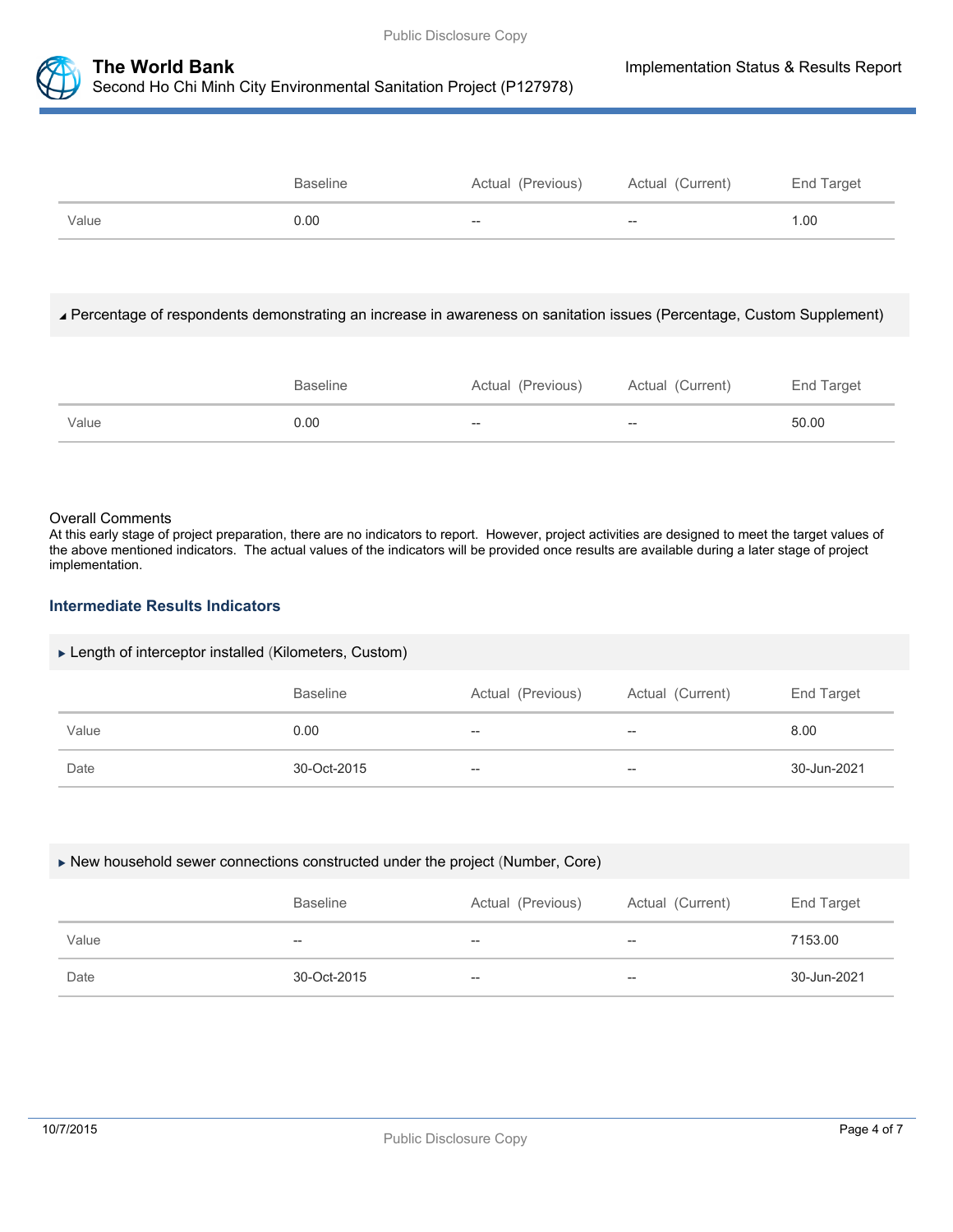| | Baseline | Actual (Previous) | Actual (Current) | End Target |
|---|---|---|---|---|
| Value | 0.00 | -- | -- | 1.00 |

◢ Percentage of respondents demonstrating an increase in awareness on sanitation issues (Percentage, Custom Supplement)

| | Baseline | Actual (Previous) | Actual (Current) | End Target |
|---|---|---|---|---|
| Value | 0.00 | -- | -- | 50.00 |

Overall Comments

At this early stage of project preparation, there are no indicators to report. However, project activities are designed to meet the target values of the above mentioned indicators. The actual values of the indicators will be provided once results are available during a later stage of project implementation.

### Intermediate Results Indicators

▶ Length of interceptor installed (Kilometers, Custom)

| | Baseline | Actual (Previous) | Actual (Current) | End Target |
|---|---|---|---|---|
| Value | 0.00 | -- | -- | 8.00 |
| Date | 30-Oct-2015 | -- | -- | 30-Jun-2021 |

▶ New household sewer connections constructed under the project (Number, Core)

| | Baseline | Actual (Previous) | Actual (Current) | End Target |
|---|---|---|---|---|
| Value | -- | -- | -- | 7153.00 |
| Date | 30-Oct-2015 | -- | -- | 30-Jun-2021 |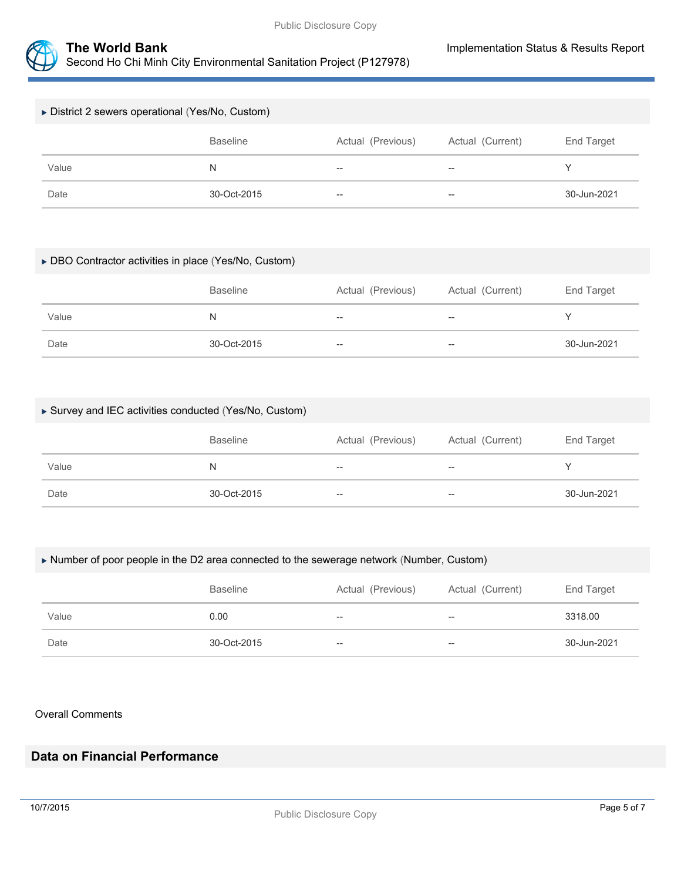### ▸ District 2 sewers operational (Yes/No, Custom)

| | Baseline | Actual (Previous) | Actual (Current) | End Target |
|---|---|---|---|---|
| Value | N | -- | -- | Y |
| Date | 30-Oct-2015 | -- | -- | 30-Jun-2021 |

### ▸ DBO Contractor activities in place (Yes/No, Custom)

| | Baseline | Actual (Previous) | Actual (Current) | End Target |
|---|---|---|---|---|
| Value | N | -- | -- | Y |
| Date | 30-Oct-2015 | -- | -- | 30-Jun-2021 |

### ▸ Survey and IEC activities conducted (Yes/No, Custom)

| | Baseline | Actual (Previous) | Actual (Current) | End Target |
|---|---|---|---|---|
| Value | N | -- | -- | Y |
| Date | 30-Oct-2015 | -- | -- | 30-Jun-2021 |

### ▸ Number of poor people in the D2 area connected to the sewerage network (Number, Custom)

| | Baseline | Actual (Previous) | Actual (Current) | End Target |
|---|---|---|---|---|
| Value | 0.00 | -- | -- | 3318.00 |
| Date | 30-Oct-2015 | -- | -- | 30-Jun-2021 |

Overall Comments

## Data on Financial Performance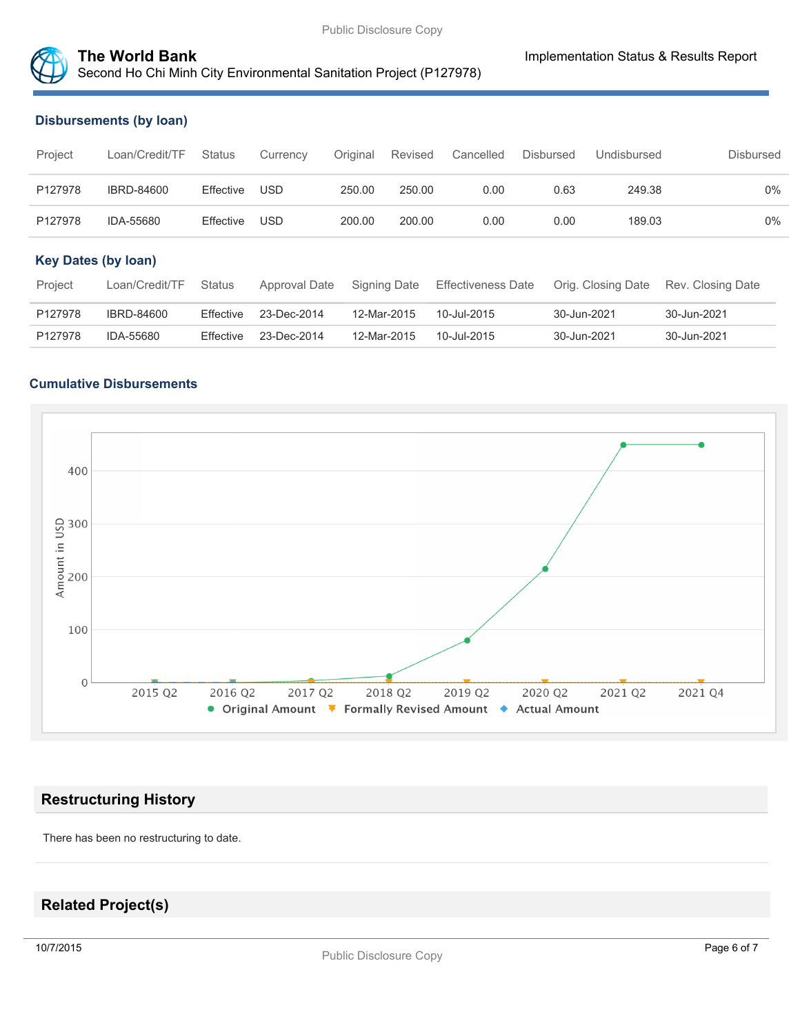### Disbursements (by loan)

| Project | Loan/Credit/TF | Status | Currency | Original | Revised | Cancelled | Disbursed | Undisbursed | Disbursed |
|---|---|---|---|---|---|---|---|---|---|
| P127978 | IBRD-84600 | Effective | USD | 250.00 | 250.00 | 0.00 | 0.63 | 249.38 | 0% |
| P127978 | IDA-55680 | Effective | USD | 200.00 | 200.00 | 0.00 | 0.00 | 189.03 | 0% |

### Key Dates (by loan)

| Project | Loan/Credit/TF | Status | Approval Date | Signing Date | Effectiveness Date | Orig. Closing Date | Rev. Closing Date |
|---|---|---|---|---|---|---|---|
| P127978 | IBRD-84600 | Effective | 23-Dec-2014 | 12-Mar-2015 | 10-Jul-2015 | 30-Jun-2021 | 30-Jun-2021 |
| P127978 | IDA-55680 | Effective | 23-Dec-2014 | 12-Mar-2015 | 10-Jul-2015 | 30-Jun-2021 | 30-Jun-2021 |

### Cumulative Disbursements

## Restructuring History

There has been no restructuring to date.

## Related Project(s)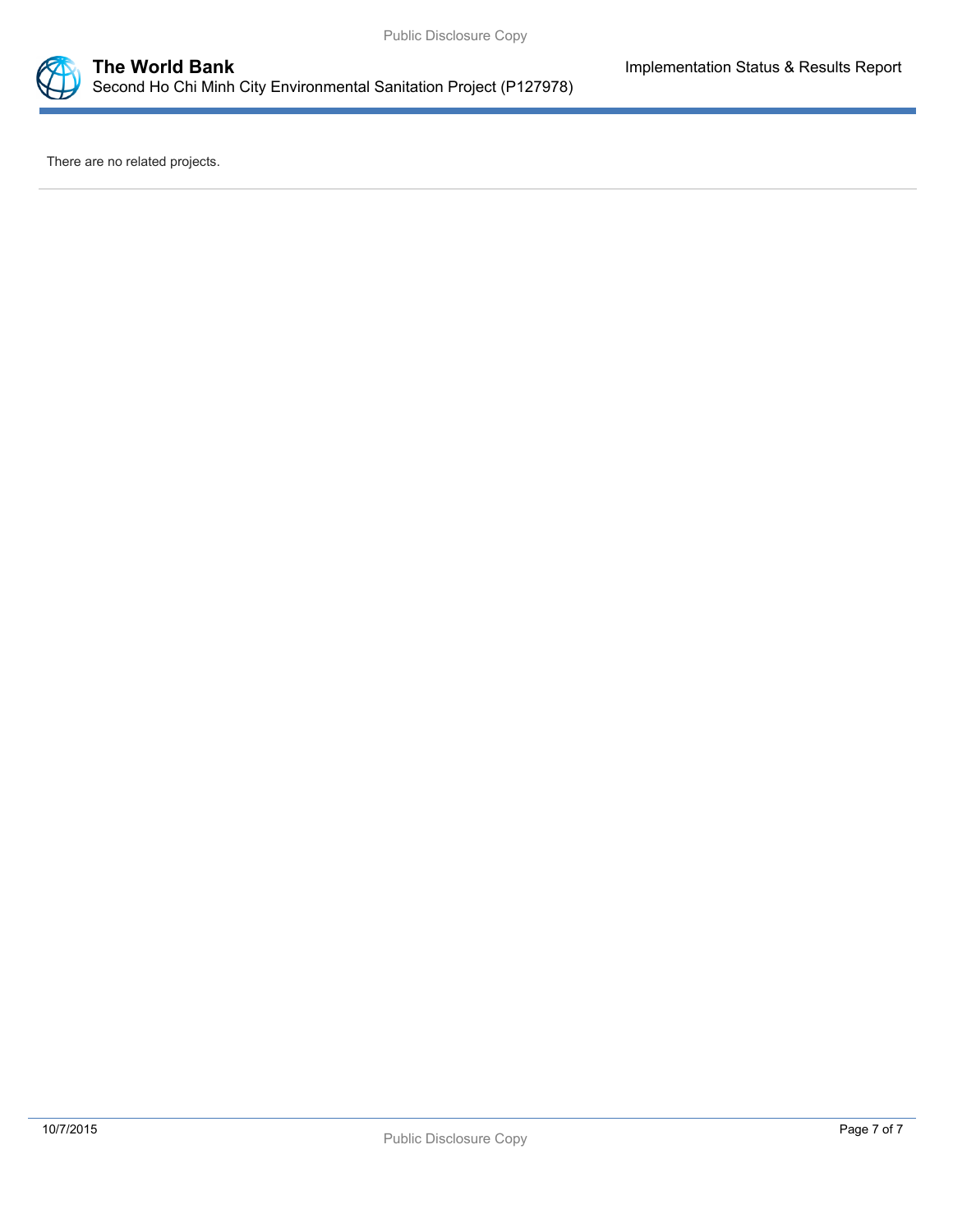There are no related projects.